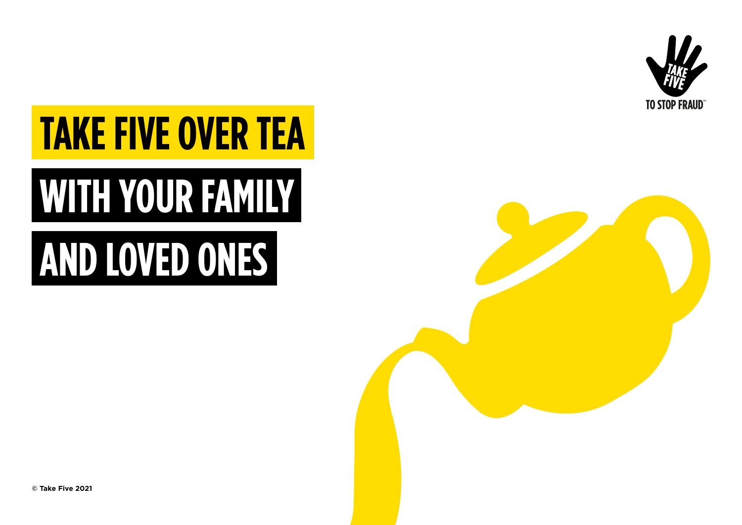# TAKE FIVE OVER TEA WITH YOUR FAMILY AND LOVED ONES

TAKE FIVE TO STOP FRAUD™

© Take Five 2021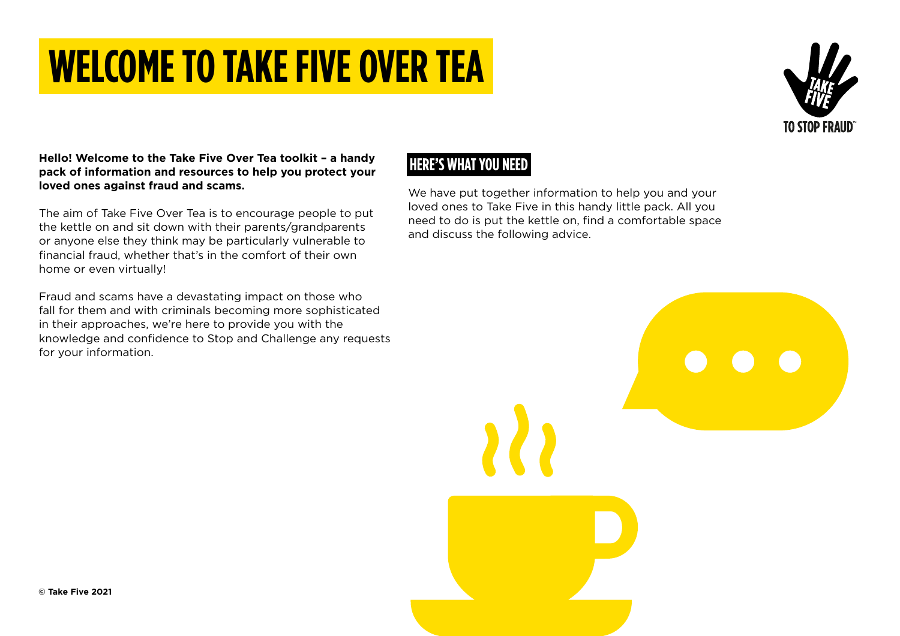# WELCOME TO TAKE FIVE OVER TEA

**Hello! Welcome to the Take Five Over Tea toolkit – a handy pack of information and resources to help you protect your loved ones against fraud and scams.**

The aim of Take Five Over Tea is to encourage people to put the kettle on and sit down with their parents/grandparents or anyone else they think may be particularly vulnerable to financial fraud, whether that's in the comfort of their own home or even virtually!

Fraud and scams have a devastating impact on those who fall for them and with criminals becoming more sophisticated in their approaches, we're here to provide you with the knowledge and confidence to Stop and Challenge any requests for your information.

## HERE'S WHAT YOU NEED

We have put together information to help you and your loved ones to Take Five in this handy little pack. All you need to do is put the kettle on, find a comfortable space and discuss the following advice.

**© Take Five 2021**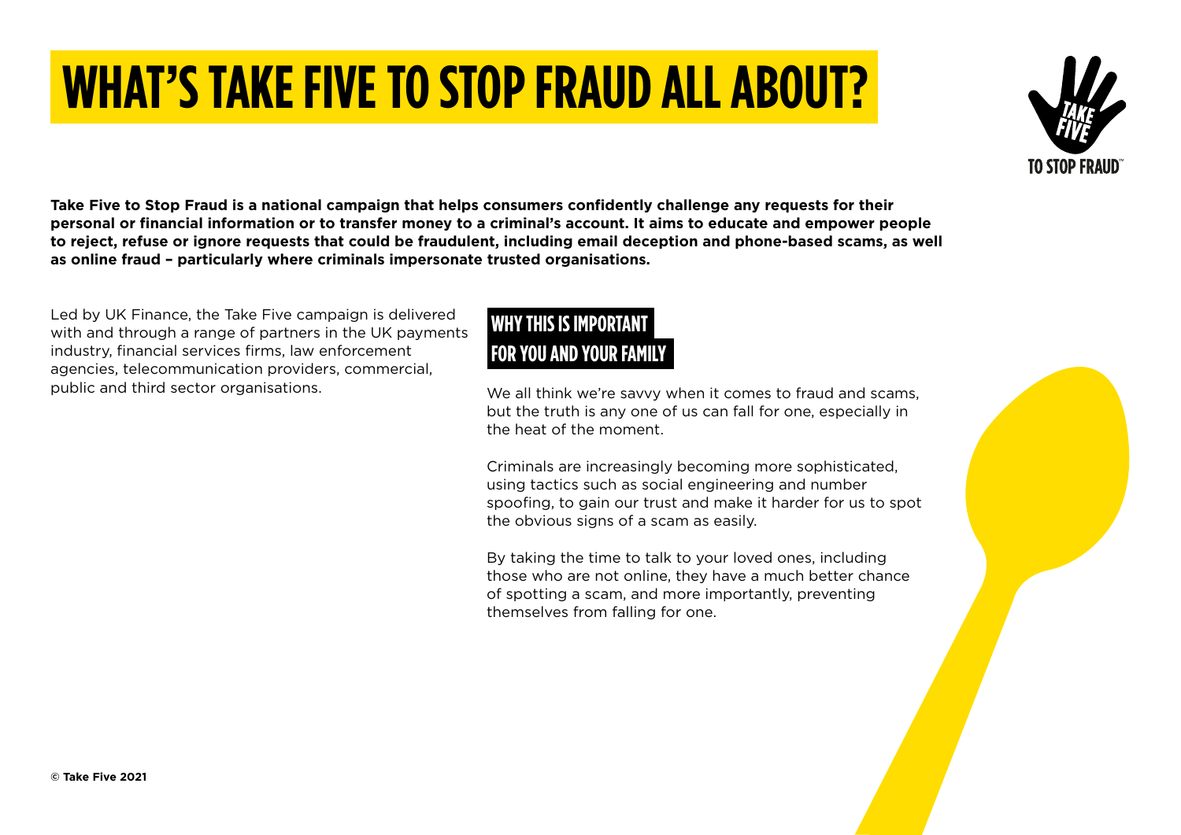# WHAT'S TAKE FIVE TO STOP FRAUD ALL ABOUT?

**Take Five to Stop Fraud is a national campaign that helps consumers confidently challenge any requests for their personal or financial information or to transfer money to a criminal's account. It aims to educate and empower people to reject, refuse or ignore requests that could be fraudulent, including email deception and phone-based scams, as well as online fraud – particularly where criminals impersonate trusted organisations.**

Led by UK Finance, the Take Five campaign is delivered with and through a range of partners in the UK payments industry, financial services firms, law enforcement agencies, telecommunication providers, commercial, public and third sector organisations.

## WHY THIS IS IMPORTANT FOR YOU AND YOUR FAMILY

We all think we're savvy when it comes to fraud and scams, but the truth is any one of us can fall for one, especially in the heat of the moment.

Criminals are increasingly becoming more sophisticated, using tactics such as social engineering and number spoofing, to gain our trust and make it harder for us to spot the obvious signs of a scam as easily.

By taking the time to talk to your loved ones, including those who are not online, they have a much better chance of spotting a scam, and more importantly, preventing themselves from falling for one.

**© Take Five 2021**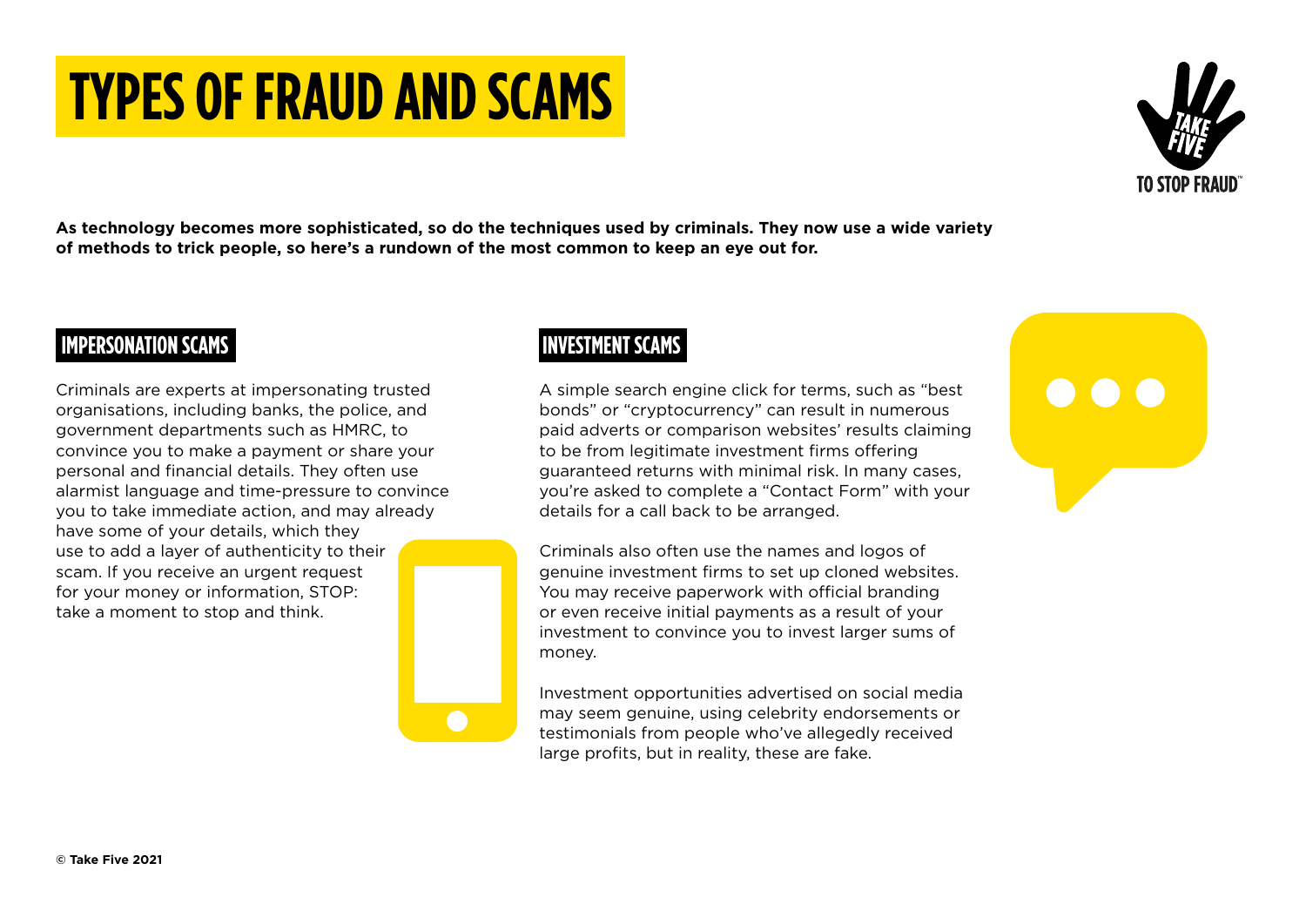# TYPES OF FRAUD AND SCAMS

**As technology becomes more sophisticated, so do the techniques used by criminals. They now use a wide variety of methods to trick people, so here's a rundown of the most common to keep an eye out for.**

## IMPERSONATION SCAMS

Criminals are experts at impersonating trusted organisations, including banks, the police, and government departments such as HMRC, to convince you to make a payment or share your personal and financial details. They often use alarmist language and time-pressure to convince you to take immediate action, and may already have some of your details, which they use to add a layer of authenticity to their scam. If you receive an urgent request for your money or information, STOP: take a moment to stop and think.

## INVESTMENT SCAMS

A simple search engine click for terms, such as "best bonds" or "cryptocurrency" can result in numerous paid adverts or comparison websites' results claiming to be from legitimate investment firms offering guaranteed returns with minimal risk. In many cases, you're asked to complete a "Contact Form" with your details for a call back to be arranged.

Criminals also often use the names and logos of genuine investment firms to set up cloned websites. You may receive paperwork with official branding or even receive initial payments as a result of your investment to convince you to invest larger sums of money.

Investment opportunities advertised on social media may seem genuine, using celebrity endorsements or testimonials from people who've allegedly received large profits, but in reality, these are fake.

© Take Five 2021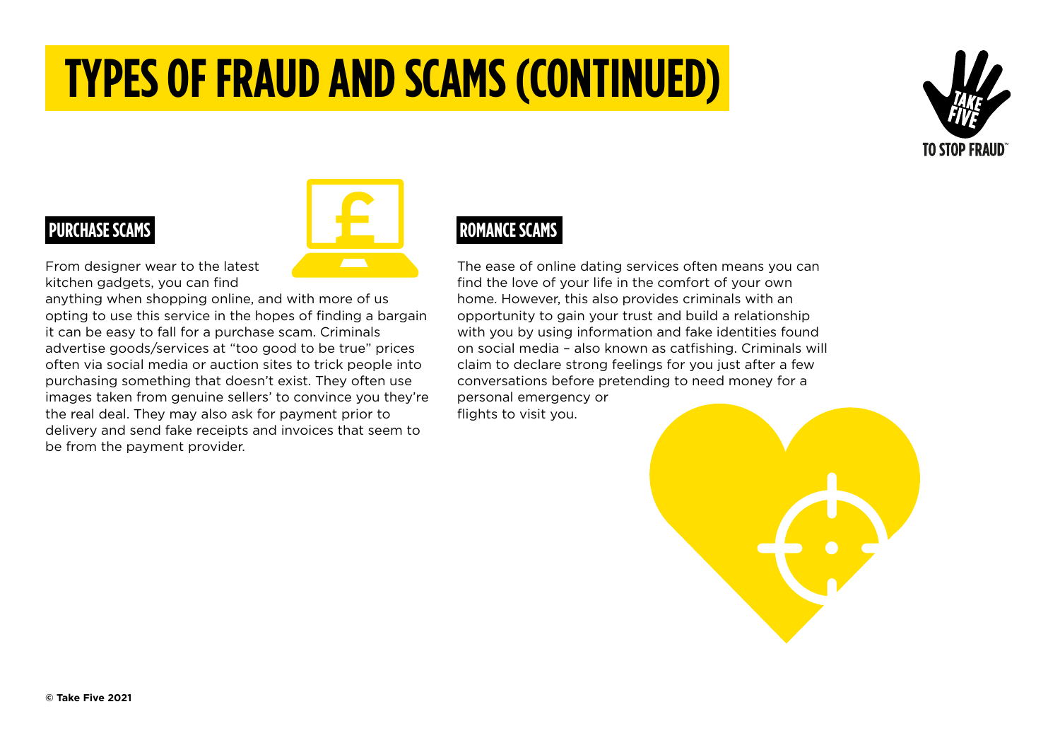# TYPES OF FRAUD AND SCAMS (CONTINUED)

## PURCHASE SCAMS

From designer wear to the latest kitchen gadgets, you can find anything when shopping online, and with more of us opting to use this service in the hopes of finding a bargain it can be easy to fall for a purchase scam. Criminals advertise goods/services at "too good to be true" prices often via social media or auction sites to trick people into purchasing something that doesn't exist. They often use images taken from genuine sellers' to convince you they're the real deal. They may also ask for payment prior to delivery and send fake receipts and invoices that seem to be from the payment provider.

## ROMANCE SCAMS

The ease of online dating services often means you can find the love of your life in the comfort of your own home. However, this also provides criminals with an opportunity to gain your trust and build a relationship with you by using information and fake identities found on social media – also known as catfishing. Criminals will claim to declare strong feelings for you just after a few conversations before pretending to need money for a personal emergency or flights to visit you.

**© Take Five 2021**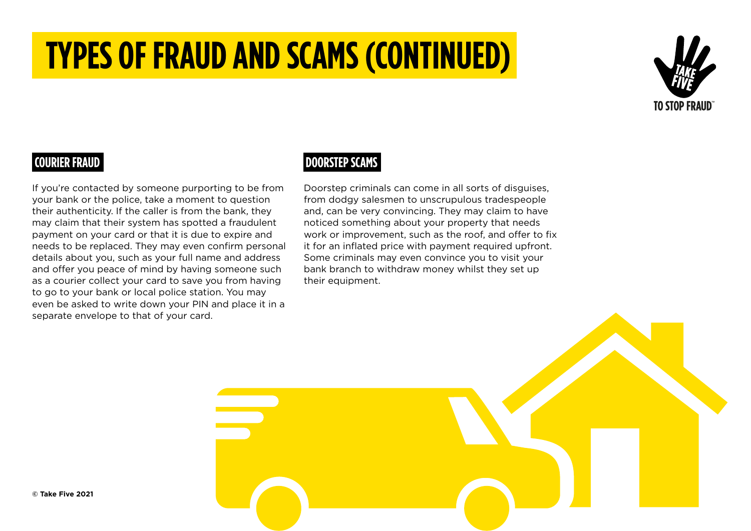# TYPES OF FRAUD AND SCAMS (CONTINUED)

## COURIER FRAUD

If you're contacted by someone purporting to be from your bank or the police, take a moment to question their authenticity. If the caller is from the bank, they may claim that their system has spotted a fraudulent payment on your card or that it is due to expire and needs to be replaced. They may even confirm personal details about you, such as your full name and address and offer you peace of mind by having someone such as a courier collect your card to save you from having to go to your bank or local police station. You may even be asked to write down your PIN and place it in a separate envelope to that of your card.

## DOORSTEP SCAMS

Doorstep criminals can come in all sorts of disguises, from dodgy salesmen to unscrupulous tradespeople and, can be very convincing. They may claim to have noticed something about your property that needs work or improvement, such as the roof, and offer to fix it for an inflated price with payment required upfront. Some criminals may even convince you to visit your bank branch to withdraw money whilst they set up their equipment.

**© Take Five 2021**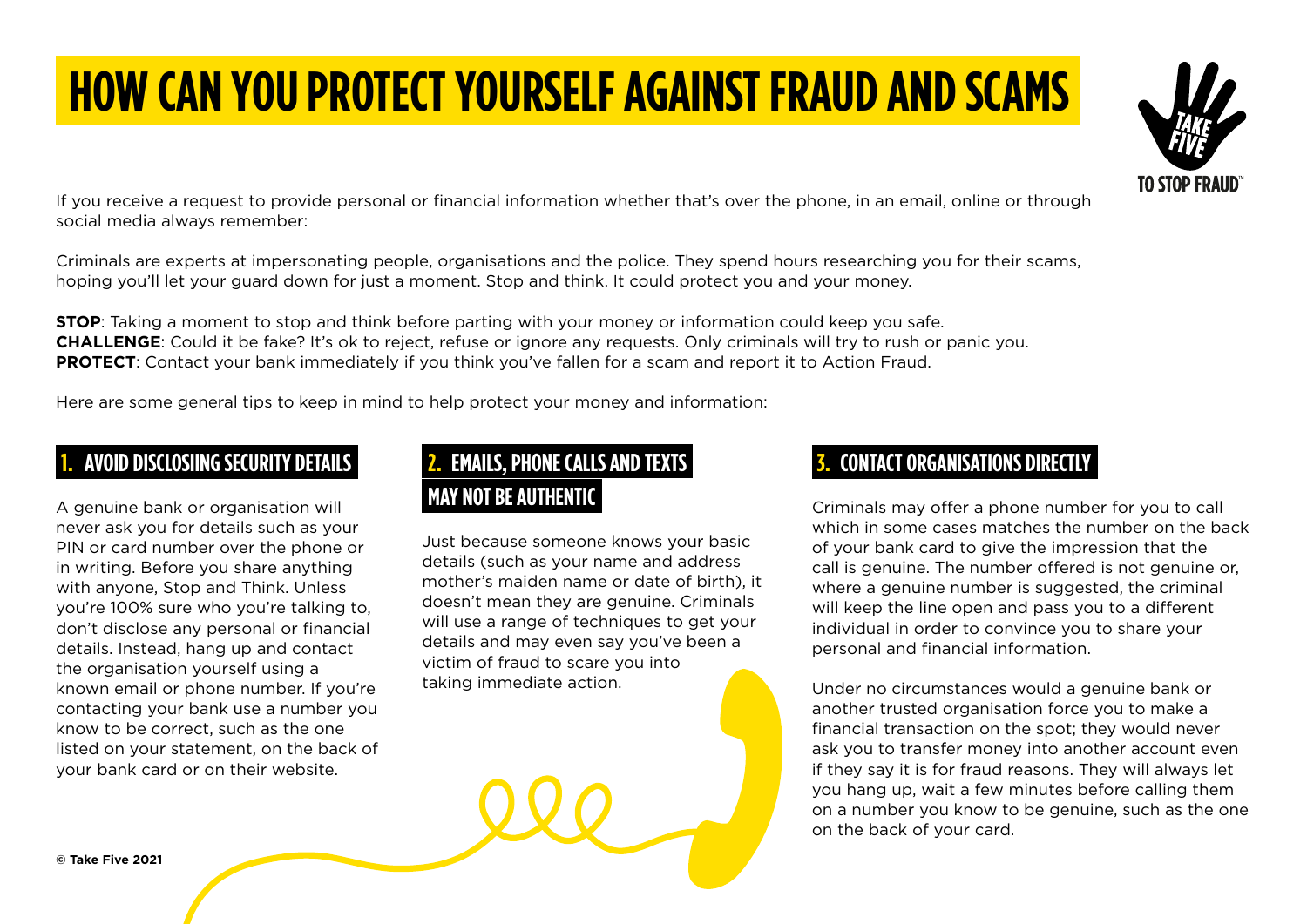# HOW CAN YOU PROTECT YOURSELF AGAINST FRAUD AND SCAMS

If you receive a request to provide personal or financial information whether that's over the phone, in an email, online or through social media always remember:

Criminals are experts at impersonating people, organisations and the police. They spend hours researching you for their scams, hoping you'll let your guard down for just a moment. Stop and think. It could protect you and your money.

**STOP**: Taking a moment to stop and think before parting with your money or information could keep you safe.
**CHALLENGE**: Could it be fake? It's ok to reject, refuse or ignore any requests. Only criminals will try to rush or panic you.
**PROTECT**: Contact your bank immediately if you think you've fallen for a scam and report it to Action Fraud.

Here are some general tips to keep in mind to help protect your money and information:

## 1. AVOID DISCLOSIING SECURITY DETAILS

A genuine bank or organisation will never ask you for details such as your PIN or card number over the phone or in writing. Before you share anything with anyone, Stop and Think. Unless you're 100% sure who you're talking to, don't disclose any personal or financial details. Instead, hang up and contact the organisation yourself using a known email or phone number. If you're contacting your bank use a number you know to be correct, such as the one listed on your statement, on the back of your bank card or on their website.

## 2. EMAILS, PHONE CALLS AND TEXTS MAY NOT BE AUTHENTIC

Just because someone knows your basic details (such as your name and address mother's maiden name or date of birth), it doesn't mean they are genuine. Criminals will use a range of techniques to get your details and may even say you've been a victim of fraud to scare you into taking immediate action.

## 3. CONTACT ORGANISATIONS DIRECTLY

Criminals may offer a phone number for you to call which in some cases matches the number on the back of your bank card to give the impression that the call is genuine. The number offered is not genuine or, where a genuine number is suggested, the criminal will keep the line open and pass you to a different individual in order to convince you to share your personal and financial information.

Under no circumstances would a genuine bank or another trusted organisation force you to make a financial transaction on the spot; they would never ask you to transfer money into another account even if they say it is for fraud reasons. They will always let you hang up, wait a few minutes before calling them on a number you know to be genuine, such as the one on the back of your card.

© Take Five 2021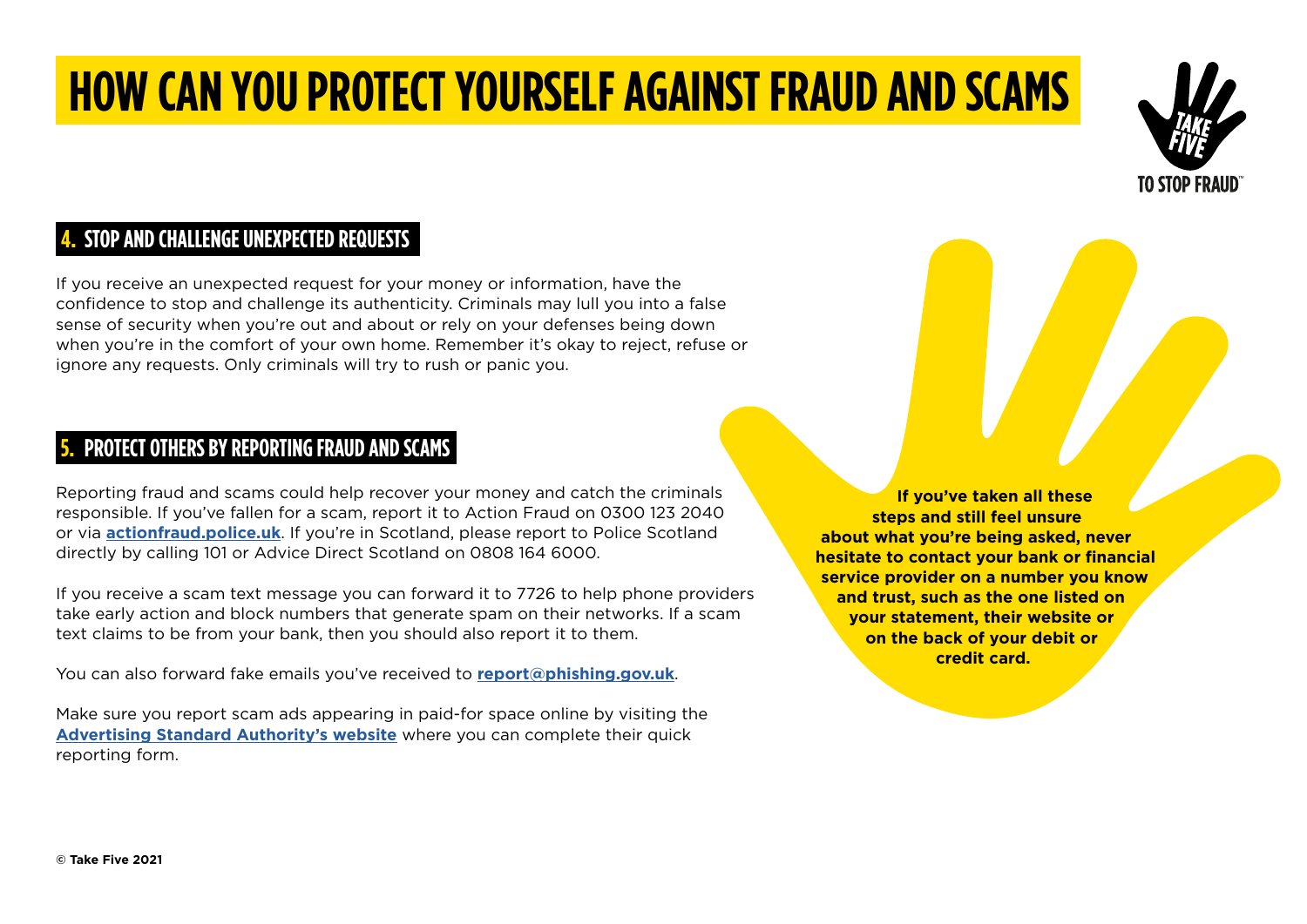# HOW CAN YOU PROTECT YOURSELF AGAINST FRAUD AND SCAMS

TAKE FIVE TO STOP FRAUD™

## 4. STOP AND CHALLENGE UNEXPECTED REQUESTS

If you receive an unexpected request for your money or information, have the confidence to stop and challenge its authenticity. Criminals may lull you into a false sense of security when you're out and about or rely on your defenses being down when you're in the comfort of your own home. Remember it's okay to reject, refuse or ignore any requests. Only criminals will try to rush or panic you.

## 5. PROTECT OTHERS BY REPORTING FRAUD AND SCAMS

Reporting fraud and scams could help recover your money and catch the criminals responsible. If you've fallen for a scam, report it to Action Fraud on 0300 123 2040 or via **actionfraud.police.uk**. If you're in Scotland, please report to Police Scotland directly by calling 101 or Advice Direct Scotland on 0808 164 6000.

If you receive a scam text message you can forward it to 7726 to help phone providers take early action and block numbers that generate spam on their networks. If a scam text claims to be from your bank, then you should also report it to them.

You can also forward fake emails you've received to **report@phishing.gov.uk**.

Make sure you report scam ads appearing in paid-for space online by visiting the **Advertising Standard Authority's website** where you can complete their quick reporting form.

**If you've taken all these steps and still feel unsure about what you're being asked, never hesitate to contact your bank or financial service provider on a number you know and trust, such as the one listed on your statement, their website or on the back of your debit or credit card.**

**© Take Five 2021**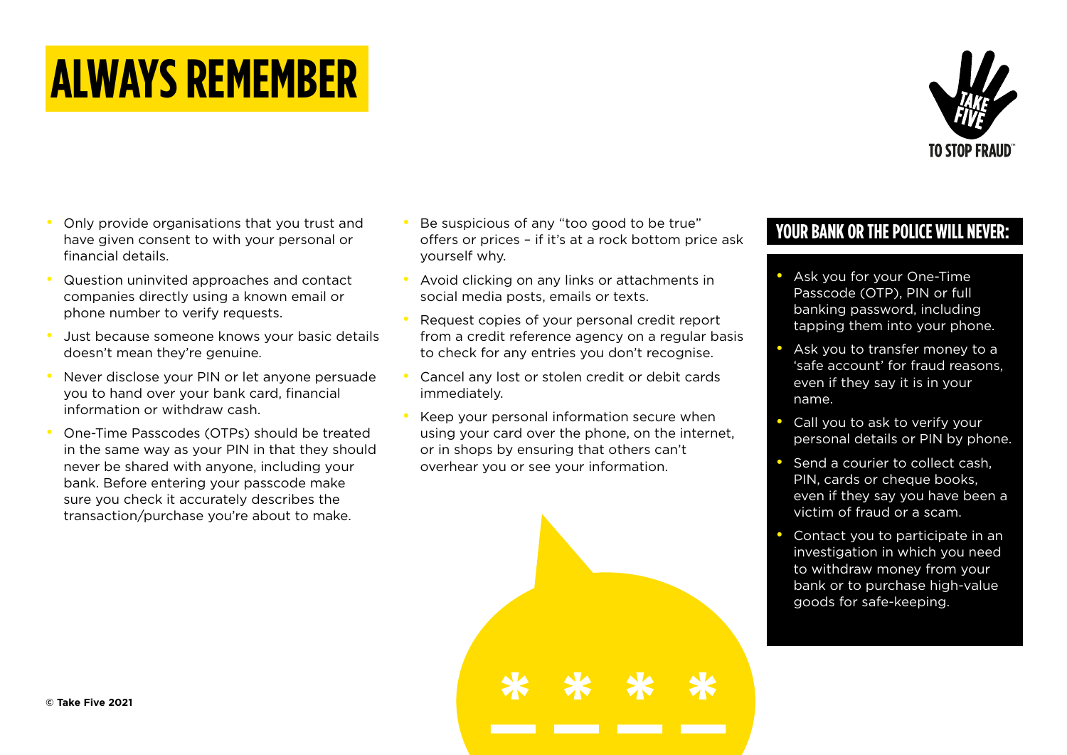# ALWAYS REMEMBER

- Only provide organisations that you trust and have given consent to with your personal or financial details.
- Question uninvited approaches and contact companies directly using a known email or phone number to verify requests.
- Just because someone knows your basic details doesn't mean they're genuine.
- Never disclose your PIN or let anyone persuade you to hand over your bank card, financial information or withdraw cash.
- One-Time Passcodes (OTPs) should be treated in the same way as your PIN in that they should never be shared with anyone, including your bank. Before entering your passcode make sure you check it accurately describes the transaction/purchase you're about to make.
- Be suspicious of any "too good to be true" offers or prices – if it's at a rock bottom price ask yourself why.
- Avoid clicking on any links or attachments in social media posts, emails or texts.
- Request copies of your personal credit report from a credit reference agency on a regular basis to check for any entries you don't recognise.
- Cancel any lost or stolen credit or debit cards immediately.
- Keep your personal information secure when using your card over the phone, on the internet, or in shops by ensuring that others can't overhear you or see your information.

## YOUR BANK OR THE POLICE WILL NEVER:

- Ask you for your One-Time Passcode (OTP), PIN or full banking password, including tapping them into your phone.
- Ask you to transfer money to a 'safe account' for fraud reasons, even if they say it is in your name.
- Call you to ask to verify your personal details or PIN by phone.
- Send a courier to collect cash, PIN, cards or cheque books, even if they say you have been a victim of fraud or a scam.
- Contact you to participate in an investigation in which you need to withdraw money from your bank or to purchase high-value goods for safe-keeping.

© Take Five 2021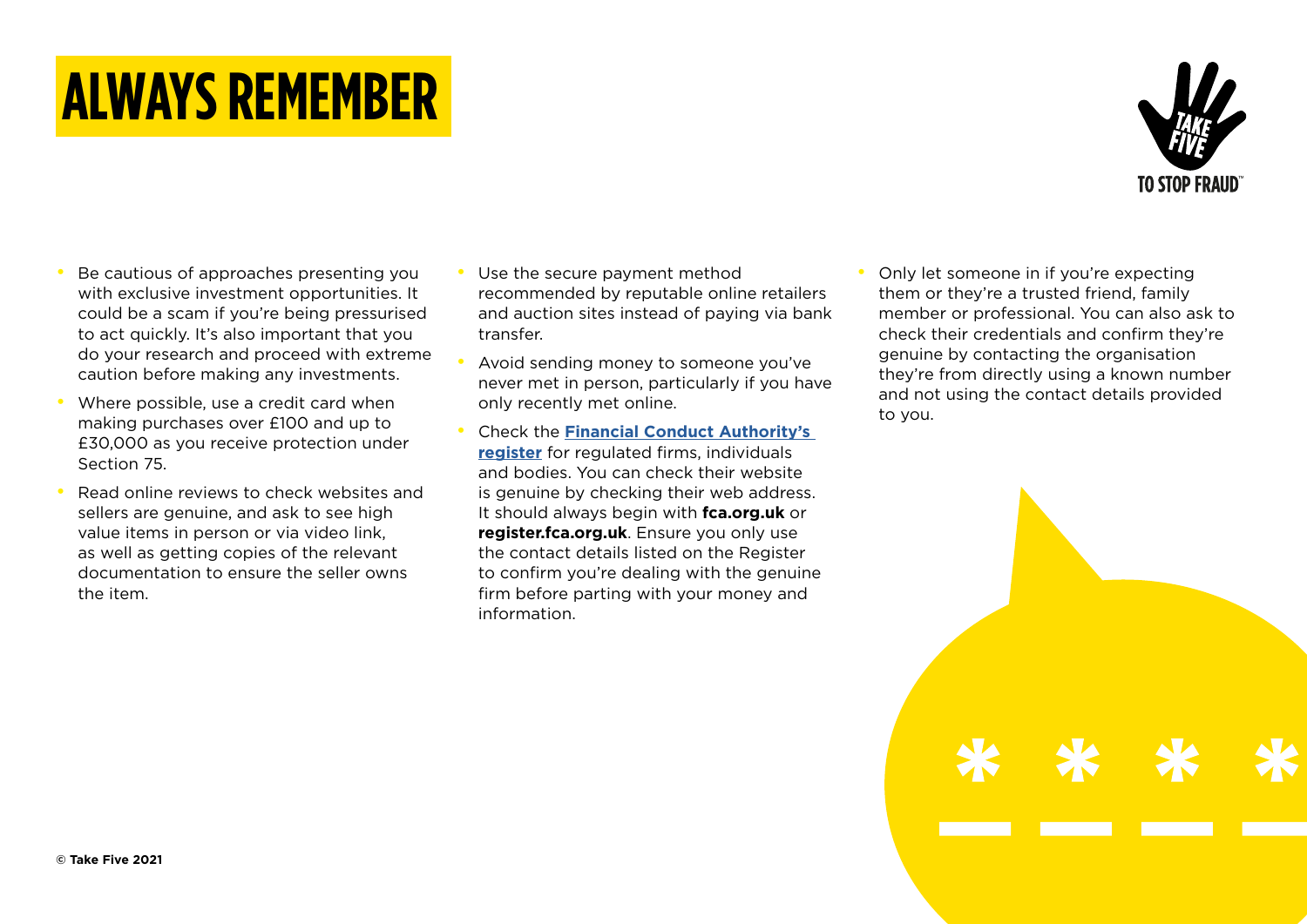# ALWAYS REMEMBER

- Be cautious of approaches presenting you with exclusive investment opportunities. It could be a scam if you're being pressurised to act quickly. It's also important that you do your research and proceed with extreme caution before making any investments.
- Where possible, use a credit card when making purchases over £100 and up to £30,000 as you receive protection under Section 75.
- Read online reviews to check websites and sellers are genuine, and ask to see high value items in person or via video link, as well as getting copies of the relevant documentation to ensure the seller owns the item.
- Use the secure payment method recommended by reputable online retailers and auction sites instead of paying via bank transfer.
- Avoid sending money to someone you've never met in person, particularly if you have only recently met online.
- Check the **Financial Conduct Authority's register** for regulated firms, individuals and bodies. You can check their website is genuine by checking their web address. It should always begin with **fca.org.uk** or **register.fca.org.uk**. Ensure you only use the contact details listed on the Register to confirm you're dealing with the genuine firm before parting with your money and information.
- Only let someone in if you're expecting them or they're a trusted friend, family member or professional. You can also ask to check their credentials and confirm they're genuine by contacting the organisation they're from directly using a known number and not using the contact details provided to you.

**© Take Five 2021**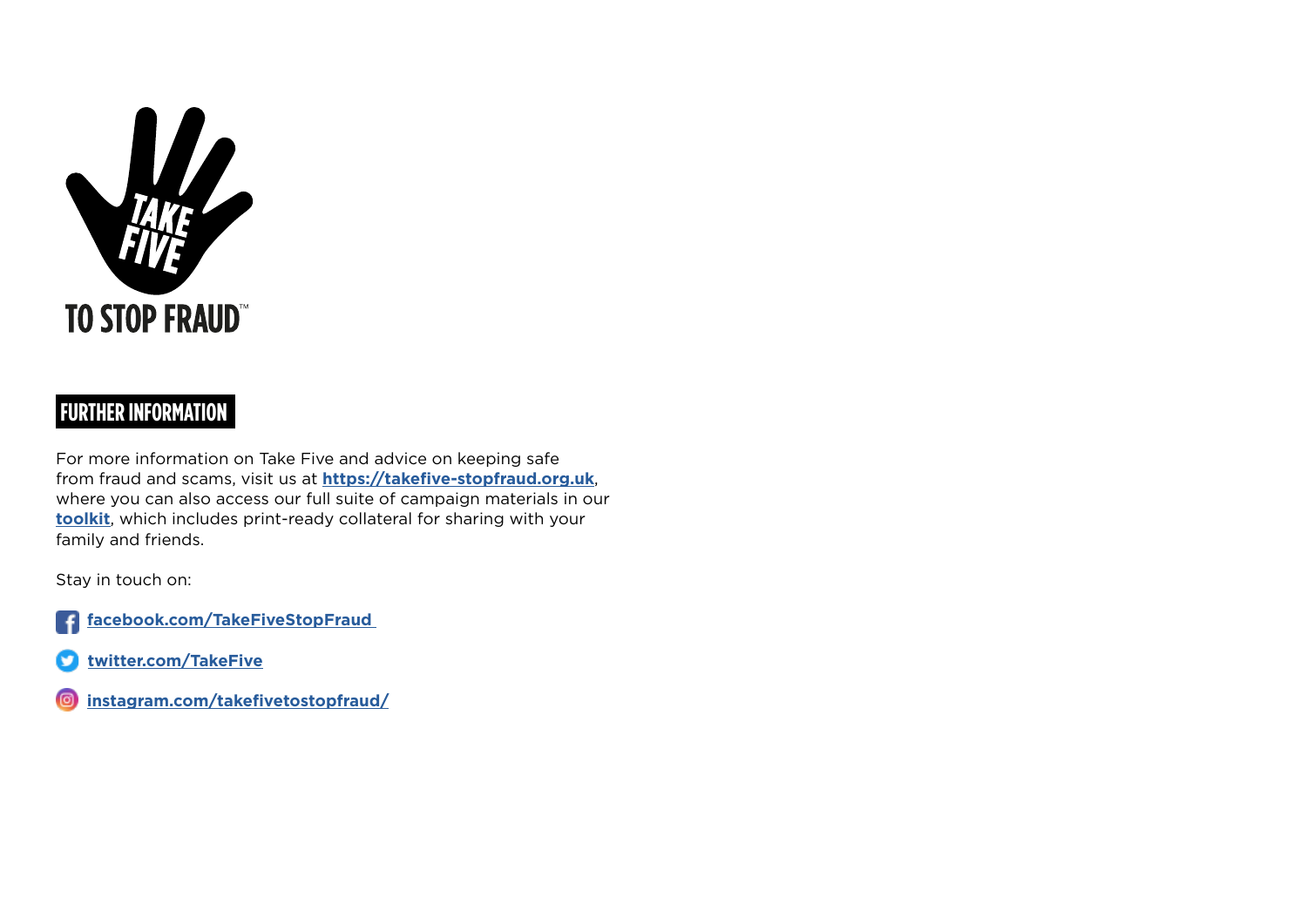TAKE FIVE TO STOP FRAUD™

## FURTHER INFORMATION

For more information on Take Five and advice on keeping safe from fraud and scams, visit us at **https://takefive-stopfraud.org.uk**, where you can also access our full suite of campaign materials in our **toolkit**, which includes print-ready collateral for sharing with your family and friends.

Stay in touch on:

**facebook.com/TakeFiveStopFraud**

**twitter.com/TakeFive**

**instagram.com/takefivetostopfraud/**